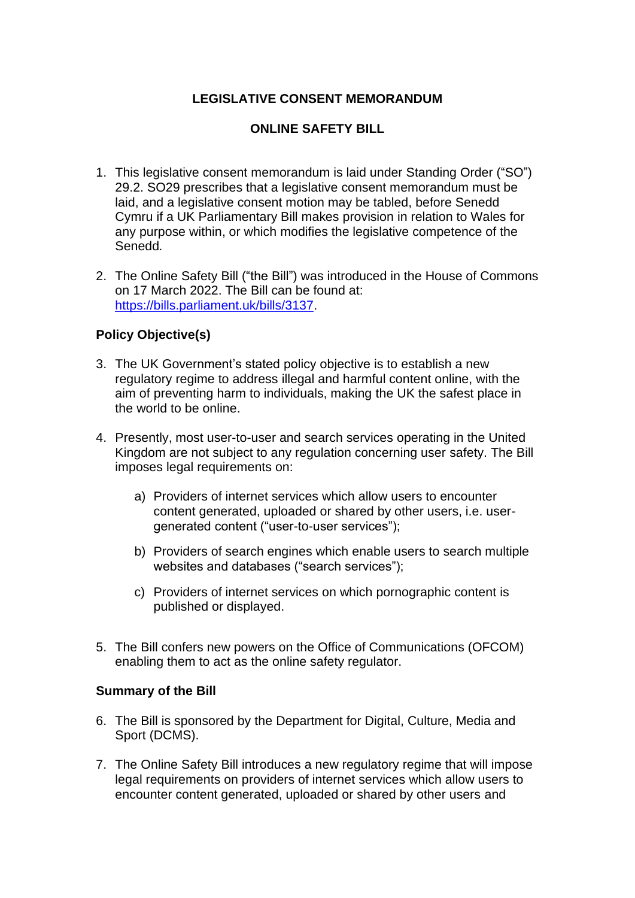**LEGISLATIVE CONSENT MEMORANDUM**

**ONLINE SAFETY BILL**

1. This legislative consent memorandum is laid under Standing Order ("SO") 29.2. SO29 prescribes that a legislative consent memorandum must be laid, and a legislative consent motion may be tabled, before Senedd Cymru if a UK Parliamentary Bill makes provision in relation to Wales for any purpose within, or which modifies the legislative competence of the Senedd*.*

2. The Online Safety Bill ("the Bill") was introduced in the House of Commons on 17 March 2022. The Bill can be found at: [https://bills.parliament.uk/bills/3137](https://bills.parliament.uk/bills/3137).

## Policy Objective(s)

3. The UK Government's stated policy objective is to establish a new regulatory regime to address illegal and harmful content online, with the aim of preventing harm to individuals, making the UK the safest place in the world to be online.

4. Presently, most user-to-user and search services operating in the United Kingdom are not subject to any regulation concerning user safety. The Bill imposes legal requirements on:

   a) Providers of internet services which allow users to encounter content generated, uploaded or shared by other users, i.e. user-generated content ("user-to-user services");

   b) Providers of search engines which enable users to search multiple websites and databases ("search services");

   c) Providers of internet services on which pornographic content is published or displayed.

5. The Bill confers new powers on the Office of Communications (OFCOM) enabling them to act as the online safety regulator.

## Summary of the Bill

6. The Bill is sponsored by the Department for Digital, Culture, Media and Sport (DCMS).

7. The Online Safety Bill introduces a new regulatory regime that will impose legal requirements on providers of internet services which allow users to encounter content generated, uploaded or shared by other users and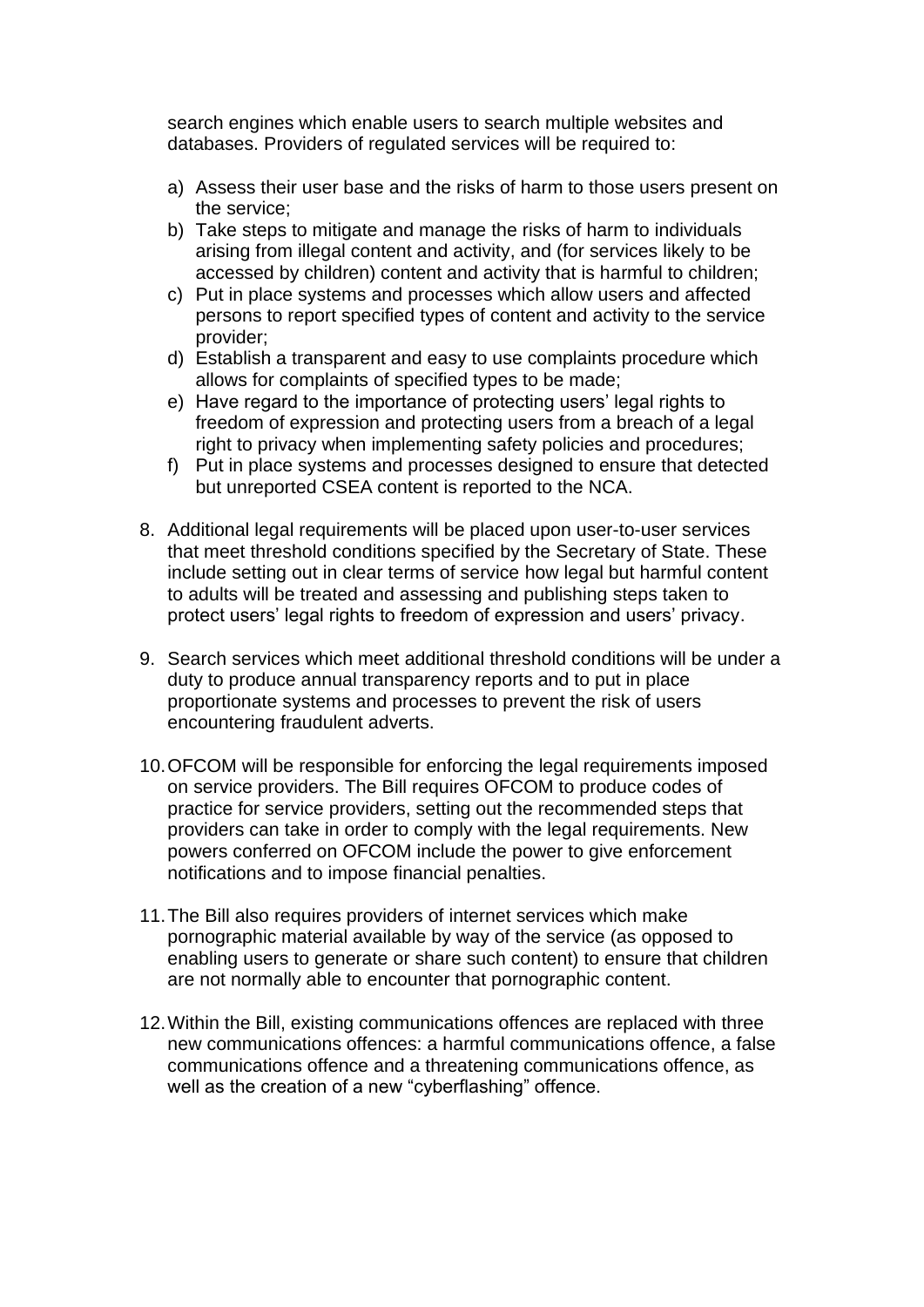search engines which enable users to search multiple websites and databases. Providers of regulated services will be required to:

a) Assess their user base and the risks of harm to those users present on the service;
b) Take steps to mitigate and manage the risks of harm to individuals arising from illegal content and activity, and (for services likely to be accessed by children) content and activity that is harmful to children;
c) Put in place systems and processes which allow users and affected persons to report specified types of content and activity to the service provider;
d) Establish a transparent and easy to use complaints procedure which allows for complaints of specified types to be made;
e) Have regard to the importance of protecting users' legal rights to freedom of expression and protecting users from a breach of a legal right to privacy when implementing safety policies and procedures;
f) Put in place systems and processes designed to ensure that detected but unreported CSEA content is reported to the NCA.

8. Additional legal requirements will be placed upon user-to-user services that meet threshold conditions specified by the Secretary of State. These include setting out in clear terms of service how legal but harmful content to adults will be treated and assessing and publishing steps taken to protect users' legal rights to freedom of expression and users' privacy.

9. Search services which meet additional threshold conditions will be under a duty to produce annual transparency reports and to put in place proportionate systems and processes to prevent the risk of users encountering fraudulent adverts.

10. OFCOM will be responsible for enforcing the legal requirements imposed on service providers. The Bill requires OFCOM to produce codes of practice for service providers, setting out the recommended steps that providers can take in order to comply with the legal requirements. New powers conferred on OFCOM include the power to give enforcement notifications and to impose financial penalties.

11. The Bill also requires providers of internet services which make pornographic material available by way of the service (as opposed to enabling users to generate or share such content) to ensure that children are not normally able to encounter that pornographic content.

12. Within the Bill, existing communications offences are replaced with three new communications offences: a harmful communications offence, a false communications offence and a threatening communications offence, as well as the creation of a new "cyberflashing" offence.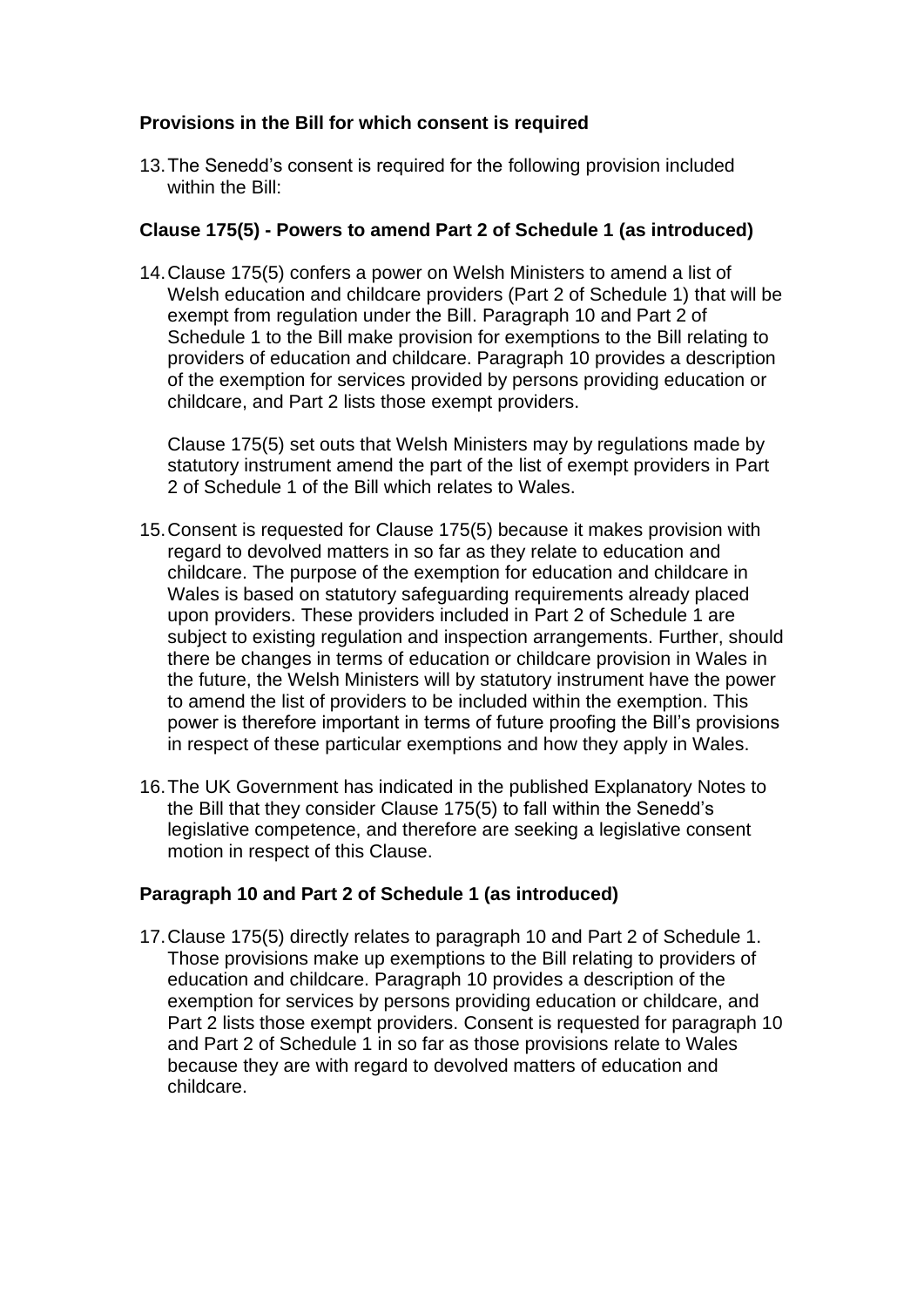**Provisions in the Bill for which consent is required**

13. The Senedd's consent is required for the following provision included within the Bill:

**Clause 175(5) - Powers to amend Part 2 of Schedule 1 (as introduced)**

14. Clause 175(5) confers a power on Welsh Ministers to amend a list of Welsh education and childcare providers (Part 2 of Schedule 1) that will be exempt from regulation under the Bill. Paragraph 10 and Part 2 of Schedule 1 to the Bill make provision for exemptions to the Bill relating to providers of education and childcare. Paragraph 10 provides a description of the exemption for services provided by persons providing education or childcare, and Part 2 lists those exempt providers.

    Clause 175(5) set outs that Welsh Ministers may by regulations made by statutory instrument amend the part of the list of exempt providers in Part 2 of Schedule 1 of the Bill which relates to Wales.

15. Consent is requested for Clause 175(5) because it makes provision with regard to devolved matters in so far as they relate to education and childcare. The purpose of the exemption for education and childcare in Wales is based on statutory safeguarding requirements already placed upon providers. These providers included in Part 2 of Schedule 1 are subject to existing regulation and inspection arrangements. Further, should there be changes in terms of education or childcare provision in Wales in the future, the Welsh Ministers will by statutory instrument have the power to amend the list of providers to be included within the exemption. This power is therefore important in terms of future proofing the Bill's provisions in respect of these particular exemptions and how they apply in Wales.

16. The UK Government has indicated in the published Explanatory Notes to the Bill that they consider Clause 175(5) to fall within the Senedd's legislative competence, and therefore are seeking a legislative consent motion in respect of this Clause.

**Paragraph 10 and Part 2 of Schedule 1 (as introduced)**

17. Clause 175(5) directly relates to paragraph 10 and Part 2 of Schedule 1. Those provisions make up exemptions to the Bill relating to providers of education and childcare. Paragraph 10 provides a description of the exemption for services by persons providing education or childcare, and Part 2 lists those exempt providers. Consent is requested for paragraph 10 and Part 2 of Schedule 1 in so far as those provisions relate to Wales because they are with regard to devolved matters of education and childcare.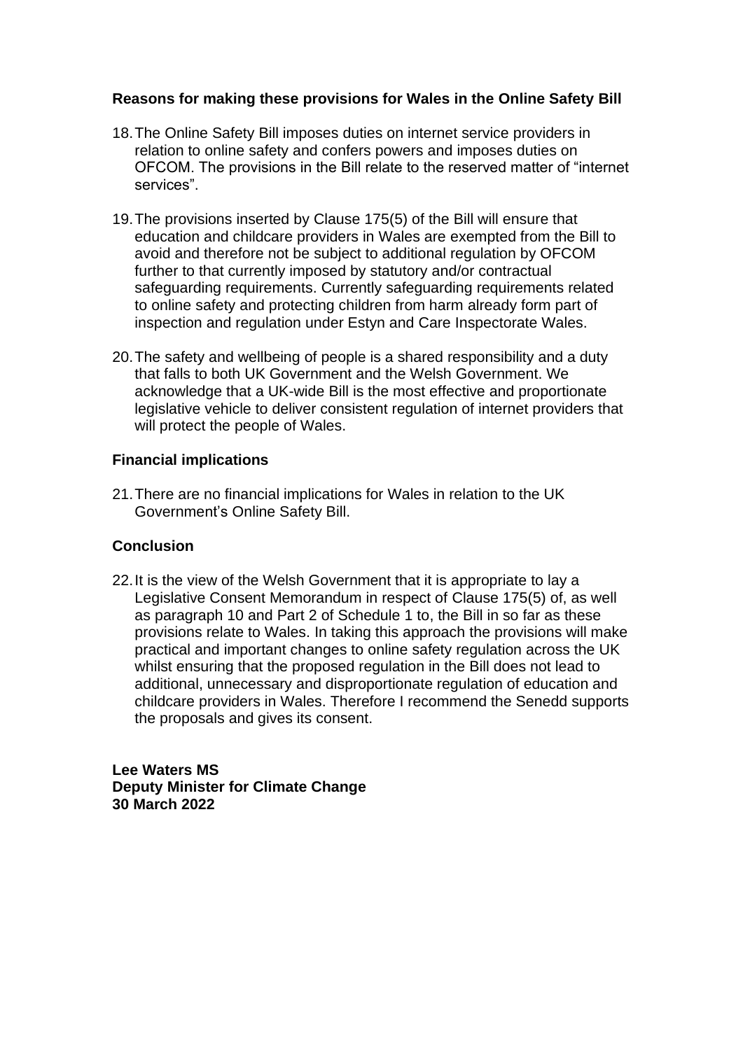### Reasons for making these provisions for Wales in the Online Safety Bill

18. The Online Safety Bill imposes duties on internet service providers in relation to online safety and confers powers and imposes duties on OFCOM. The provisions in the Bill relate to the reserved matter of "internet services".

19. The provisions inserted by Clause 175(5) of the Bill will ensure that education and childcare providers in Wales are exempted from the Bill to avoid and therefore not be subject to additional regulation by OFCOM further to that currently imposed by statutory and/or contractual safeguarding requirements. Currently safeguarding requirements related to online safety and protecting children from harm already form part of inspection and regulation under Estyn and Care Inspectorate Wales.

20. The safety and wellbeing of people is a shared responsibility and a duty that falls to both UK Government and the Welsh Government. We acknowledge that a UK-wide Bill is the most effective and proportionate legislative vehicle to deliver consistent regulation of internet providers that will protect the people of Wales.

### Financial implications

21. There are no financial implications for Wales in relation to the UK Government's Online Safety Bill.

### Conclusion

22. It is the view of the Welsh Government that it is appropriate to lay a Legislative Consent Memorandum in respect of Clause 175(5) of, as well as paragraph 10 and Part 2 of Schedule 1 to, the Bill in so far as these provisions relate to Wales. In taking this approach the provisions will make practical and important changes to online safety regulation across the UK whilst ensuring that the proposed regulation in the Bill does not lead to additional, unnecessary and disproportionate regulation of education and childcare providers in Wales. Therefore I recommend the Senedd supports the proposals and gives its consent.

**Lee Waters MS**
**Deputy Minister for Climate Change**
**30 March 2022**